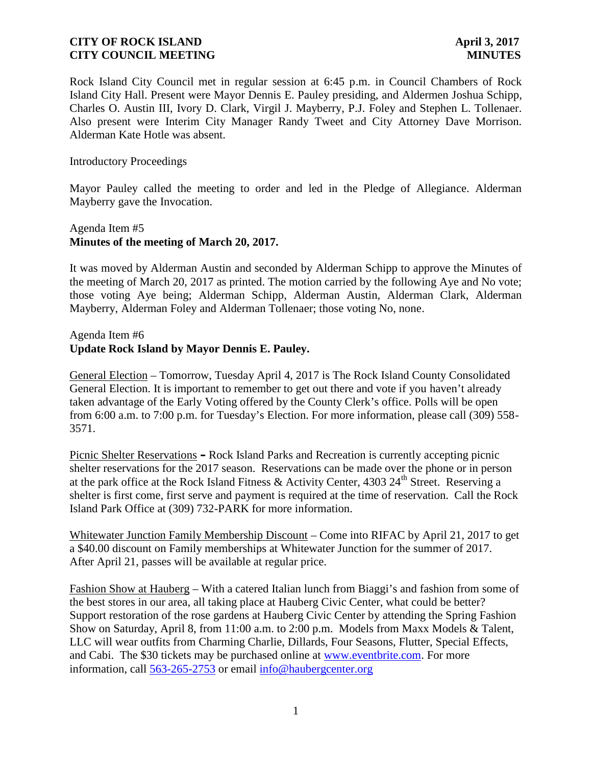**CITY OF ROCK ISLAND** **April 3, 2017**
**CITY COUNCIL MEETING** **MINUTES**

Rock Island City Council met in regular session at 6:45 p.m. in Council Chambers of Rock Island City Hall. Present were Mayor Dennis E. Pauley presiding, and Aldermen Joshua Schipp, Charles O. Austin III, Ivory D. Clark, Virgil J. Mayberry, P.J. Foley and Stephen L. Tollenaer. Also present were Interim City Manager Randy Tweet and City Attorney Dave Morrison. Alderman Kate Hotle was absent.

Introductory Proceedings

Mayor Pauley called the meeting to order and led in the Pledge of Allegiance. Alderman Mayberry gave the Invocation.

Agenda Item #5
**Minutes of the meeting of March 20, 2017.**

It was moved by Alderman Austin and seconded by Alderman Schipp to approve the Minutes of the meeting of March 20, 2017 as printed. The motion carried by the following Aye and No vote; those voting Aye being; Alderman Schipp, Alderman Austin, Alderman Clark, Alderman Mayberry, Alderman Foley and Alderman Tollenaer; those voting No, none.

Agenda Item #6
**Update Rock Island by Mayor Dennis E. Pauley.**

General Election – Tomorrow, Tuesday April 4, 2017 is The Rock Island County Consolidated General Election. It is important to remember to get out there and vote if you haven't already taken advantage of the Early Voting offered by the County Clerk's office. Polls will be open from 6:00 a.m. to 7:00 p.m. for Tuesday's Election. For more information, please call (309) 558-3571.

Picnic Shelter Reservations **–** Rock Island Parks and Recreation is currently accepting picnic shelter reservations for the 2017 season. Reservations can be made over the phone or in person at the park office at the Rock Island Fitness & Activity Center, 4303 24th Street. Reserving a shelter is first come, first serve and payment is required at the time of reservation. Call the Rock Island Park Office at (309) 732-PARK for more information.

Whitewater Junction Family Membership Discount – Come into RIFAC by April 21, 2017 to get a $40.00 discount on Family memberships at Whitewater Junction for the summer of 2017. After April 21, passes will be available at regular price.

Fashion Show at Hauberg – With a catered Italian lunch from Biaggi's and fashion from some of the best stores in our area, all taking place at Hauberg Civic Center, what could be better? Support restoration of the rose gardens at Hauberg Civic Center by attending the Spring Fashion Show on Saturday, April 8, from 11:00 a.m. to 2:00 p.m. Models from Maxx Models & Talent, LLC will wear outfits from Charming Charlie, Dillards, Four Seasons, Flutter, Special Effects, and Cabi. The $30 tickets may be purchased online at www.eventbrite.com. For more information, call 563-265-2753 or email info@haubergcenter.org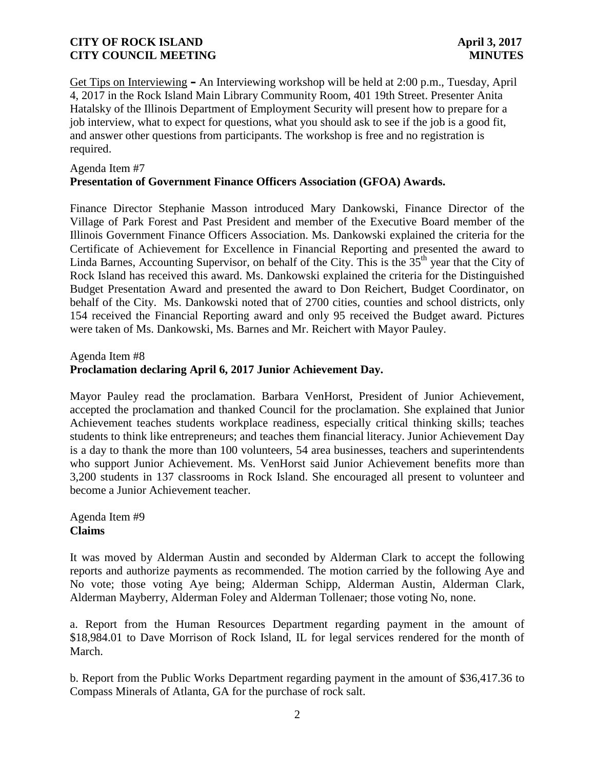Get Tips on Interviewing **–** An Interviewing workshop will be held at 2:00 p.m., Tuesday, April 4, 2017 in the Rock Island Main Library Community Room, 401 19th Street. Presenter Anita Hatalsky of the Illinois Department of Employment Security will present how to prepare for a job interview, what to expect for questions, what you should ask to see if the job is a good fit, and answer other questions from participants. The workshop is free and no registration is required.

Agenda Item #7
**Presentation of Government Finance Officers Association (GFOA) Awards.**

Finance Director Stephanie Masson introduced Mary Dankowski, Finance Director of the Village of Park Forest and Past President and member of the Executive Board member of the Illinois Government Finance Officers Association. Ms. Dankowski explained the criteria for the Certificate of Achievement for Excellence in Financial Reporting and presented the award to Linda Barnes, Accounting Supervisor, on behalf of the City. This is the 35th year that the City of Rock Island has received this award. Ms. Dankowski explained the criteria for the Distinguished Budget Presentation Award and presented the award to Don Reichert, Budget Coordinator, on behalf of the City. Ms. Dankowski noted that of 2700 cities, counties and school districts, only 154 received the Financial Reporting award and only 95 received the Budget award. Pictures were taken of Ms. Dankowski, Ms. Barnes and Mr. Reichert with Mayor Pauley.

Agenda Item #8
**Proclamation declaring April 6, 2017 Junior Achievement Day.**

Mayor Pauley read the proclamation. Barbara VenHorst, President of Junior Achievement, accepted the proclamation and thanked Council for the proclamation. She explained that Junior Achievement teaches students workplace readiness, especially critical thinking skills; teaches students to think like entrepreneurs; and teaches them financial literacy. Junior Achievement Day is a day to thank the more than 100 volunteers, 54 area businesses, teachers and superintendents who support Junior Achievement. Ms. VenHorst said Junior Achievement benefits more than 3,200 students in 137 classrooms in Rock Island. She encouraged all present to volunteer and become a Junior Achievement teacher.

Agenda Item #9
**Claims**

It was moved by Alderman Austin and seconded by Alderman Clark to accept the following reports and authorize payments as recommended. The motion carried by the following Aye and No vote; those voting Aye being; Alderman Schipp, Alderman Austin, Alderman Clark, Alderman Mayberry, Alderman Foley and Alderman Tollenaer; those voting No, none.

a. Report from the Human Resources Department regarding payment in the amount of $18,984.01 to Dave Morrison of Rock Island, IL for legal services rendered for the month of March.

b. Report from the Public Works Department regarding payment in the amount of $36,417.36 to Compass Minerals of Atlanta, GA for the purchase of rock salt.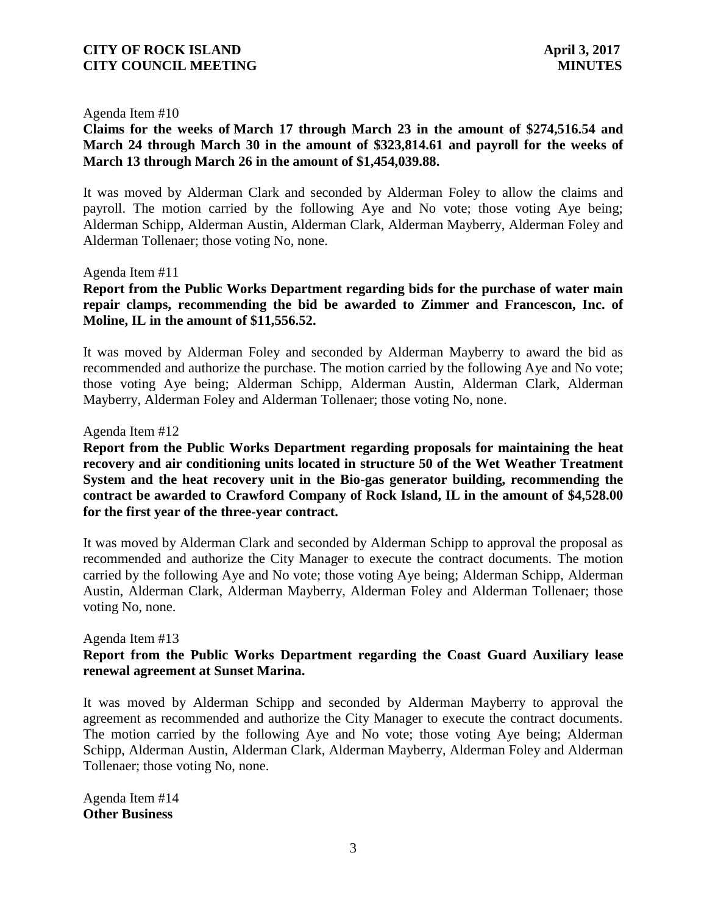Agenda Item #10

**Claims for the weeks of March 17 through March 23 in the amount of $274,516.54 and March 24 through March 30 in the amount of $323,814.61 and payroll for the weeks of March 13 through March 26 in the amount of $1,454,039.88.**

It was moved by Alderman Clark and seconded by Alderman Foley to allow the claims and payroll. The motion carried by the following Aye and No vote; those voting Aye being; Alderman Schipp, Alderman Austin, Alderman Clark, Alderman Mayberry, Alderman Foley and Alderman Tollenaer; those voting No, none.

Agenda Item #11

**Report from the Public Works Department regarding bids for the purchase of water main repair clamps, recommending the bid be awarded to Zimmer and Francescon, Inc. of Moline, IL in the amount of $11,556.52.**

It was moved by Alderman Foley and seconded by Alderman Mayberry to award the bid as recommended and authorize the purchase. The motion carried by the following Aye and No vote; those voting Aye being; Alderman Schipp, Alderman Austin, Alderman Clark, Alderman Mayberry, Alderman Foley and Alderman Tollenaer; those voting No, none.

Agenda Item #12

**Report from the Public Works Department regarding proposals for maintaining the heat recovery and air conditioning units located in structure 50 of the Wet Weather Treatment System and the heat recovery unit in the Bio-gas generator building, recommending the contract be awarded to Crawford Company of Rock Island, IL in the amount of $4,528.00 for the first year of the three-year contract.**

It was moved by Alderman Clark and seconded by Alderman Schipp to approval the proposal as recommended and authorize the City Manager to execute the contract documents. The motion carried by the following Aye and No vote; those voting Aye being; Alderman Schipp, Alderman Austin, Alderman Clark, Alderman Mayberry, Alderman Foley and Alderman Tollenaer; those voting No, none.

Agenda Item #13

**Report from the Public Works Department regarding the Coast Guard Auxiliary lease renewal agreement at Sunset Marina.**

It was moved by Alderman Schipp and seconded by Alderman Mayberry to approval the agreement as recommended and authorize the City Manager to execute the contract documents. The motion carried by the following Aye and No vote; those voting Aye being; Alderman Schipp, Alderman Austin, Alderman Clark, Alderman Mayberry, Alderman Foley and Alderman Tollenaer; those voting No, none.

Agenda Item #14

**Other Business**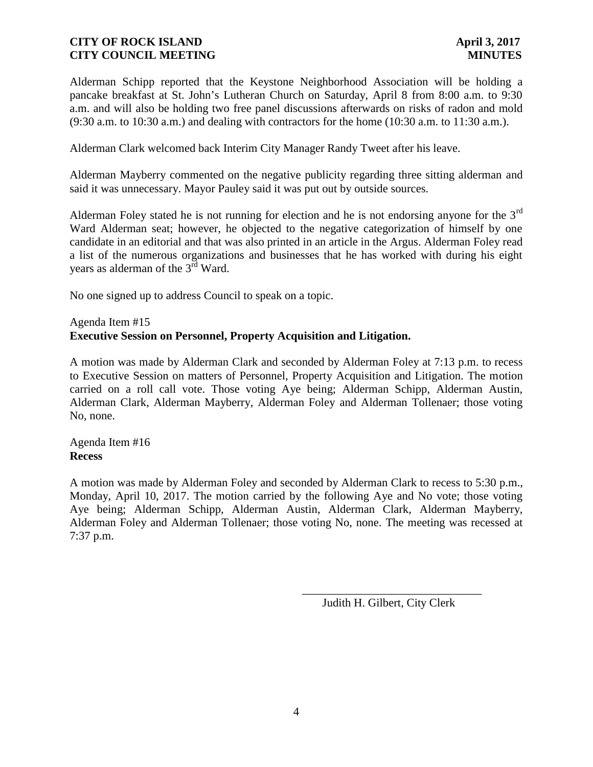Alderman Schipp reported that the Keystone Neighborhood Association will be holding a pancake breakfast at St. John's Lutheran Church on Saturday, April 8 from 8:00 a.m. to 9:30 a.m. and will also be holding two free panel discussions afterwards on risks of radon and mold (9:30 a.m. to 10:30 a.m.) and dealing with contractors for the home (10:30 a.m. to 11:30 a.m.).

Alderman Clark welcomed back Interim City Manager Randy Tweet after his leave.

Alderman Mayberry commented on the negative publicity regarding three sitting alderman and said it was unnecessary. Mayor Pauley said it was put out by outside sources.

Alderman Foley stated he is not running for election and he is not endorsing anyone for the 3rd Ward Alderman seat; however, he objected to the negative categorization of himself by one candidate in an editorial and that was also printed in an article in the Argus. Alderman Foley read a list of the numerous organizations and businesses that he has worked with during his eight years as alderman of the 3rd Ward.

No one signed up to address Council to speak on a topic.

Agenda Item #15
**Executive Session on Personnel, Property Acquisition and Litigation.**

A motion was made by Alderman Clark and seconded by Alderman Foley at 7:13 p.m. to recess to Executive Session on matters of Personnel, Property Acquisition and Litigation. The motion carried on a roll call vote. Those voting Aye being; Alderman Schipp, Alderman Austin, Alderman Clark, Alderman Mayberry, Alderman Foley and Alderman Tollenaer; those voting No, none.

Agenda Item #16
**Recess**

A motion was made by Alderman Foley and seconded by Alderman Clark to recess to 5:30 p.m., Monday, April 10, 2017. The motion carried by the following Aye and No vote; those voting Aye being; Alderman Schipp, Alderman Austin, Alderman Clark, Alderman Mayberry, Alderman Foley and Alderman Tollenaer; those voting No, none. The meeting was recessed at 7:37 p.m.

_______________________________
Judith H. Gilbert, City Clerk